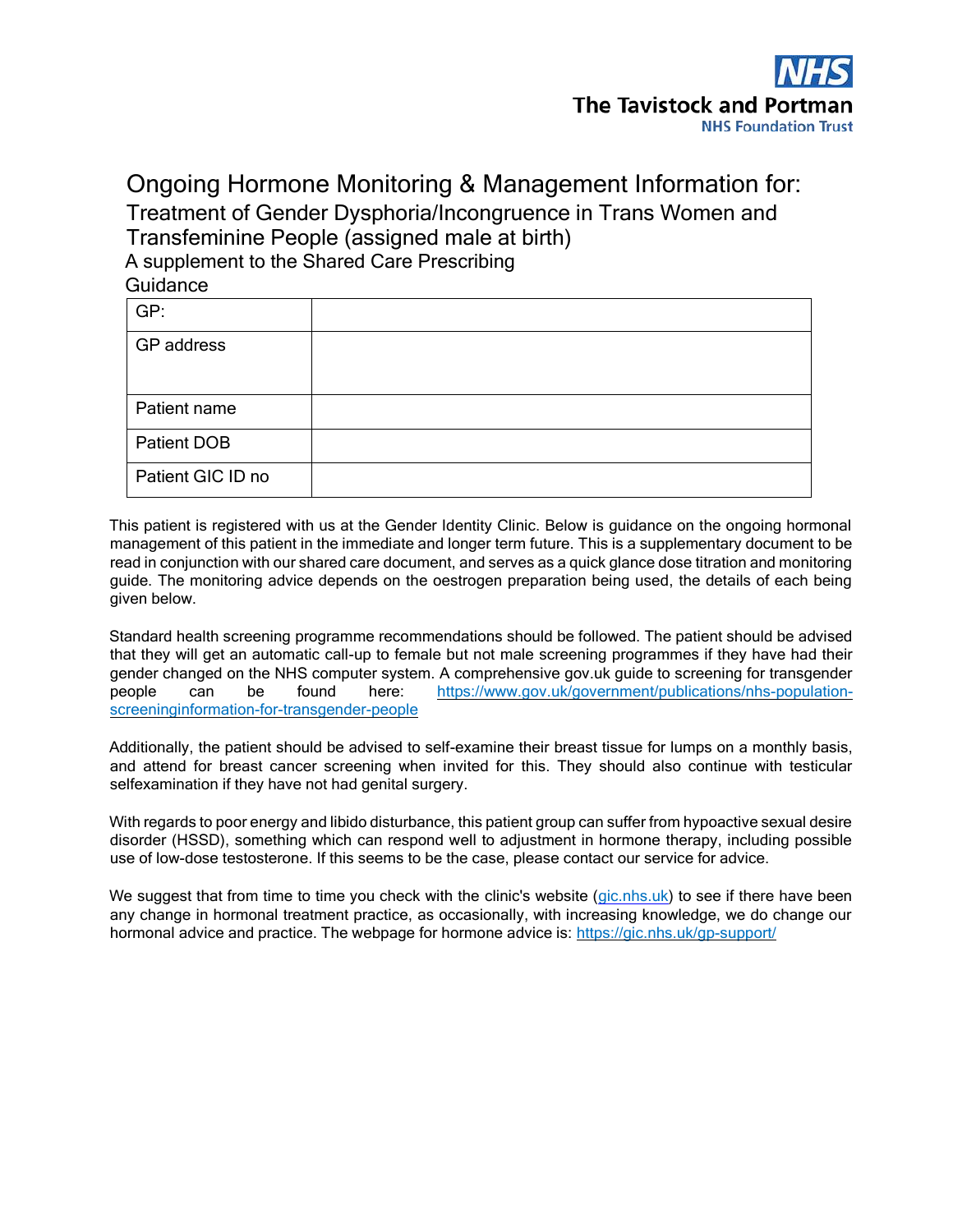NHS

The Tavistock and Portman

NHS Foundation Trust

# Ongoing Hormone Monitoring & Management Information for:

## Treatment of Gender Dysphoria/Incongruence in Trans Women and Transfeminine People (assigned male at birth)

A supplement to the Shared Care Prescribing Guidance

| GP: | |
|---|---|
| GP address | |
| Patient name | |
| Patient DOB | |
| Patient GIC ID no | |

This patient is registered with us at the Gender Identity Clinic. Below is guidance on the ongoing hormonal management of this patient in the immediate and longer term future. This is a supplementary document to be read in conjunction with our shared care document, and serves as a quick glance dose titration and monitoring guide. The monitoring advice depends on the oestrogen preparation being used, the details of each being given below.

Standard health screening programme recommendations should be followed. The patient should be advised that they will get an automatic call-up to female but not male screening programmes if they have had their gender changed on the NHS computer system. A comprehensive gov.uk guide to screening for transgender people can be found here: https://www.gov.uk/government/publications/nhs-population-screeninginformation-for-transgender-people

Additionally, the patient should be advised to self-examine their breast tissue for lumps on a monthly basis, and attend for breast cancer screening when invited for this. They should also continue with testicular selfexamination if they have not had genital surgery.

With regards to poor energy and libido disturbance, this patient group can suffer from hypoactive sexual desire disorder (HSSD), something which can respond well to adjustment in hormone therapy, including possible use of low-dose testosterone. If this seems to be the case, please contact our service for advice.

We suggest that from time to time you check with the clinic's website (gic.nhs.uk) to see if there have been any change in hormonal treatment practice, as occasionally, with increasing knowledge, we do change our hormonal advice and practice. The webpage for hormone advice is: https://gic.nhs.uk/gp-support/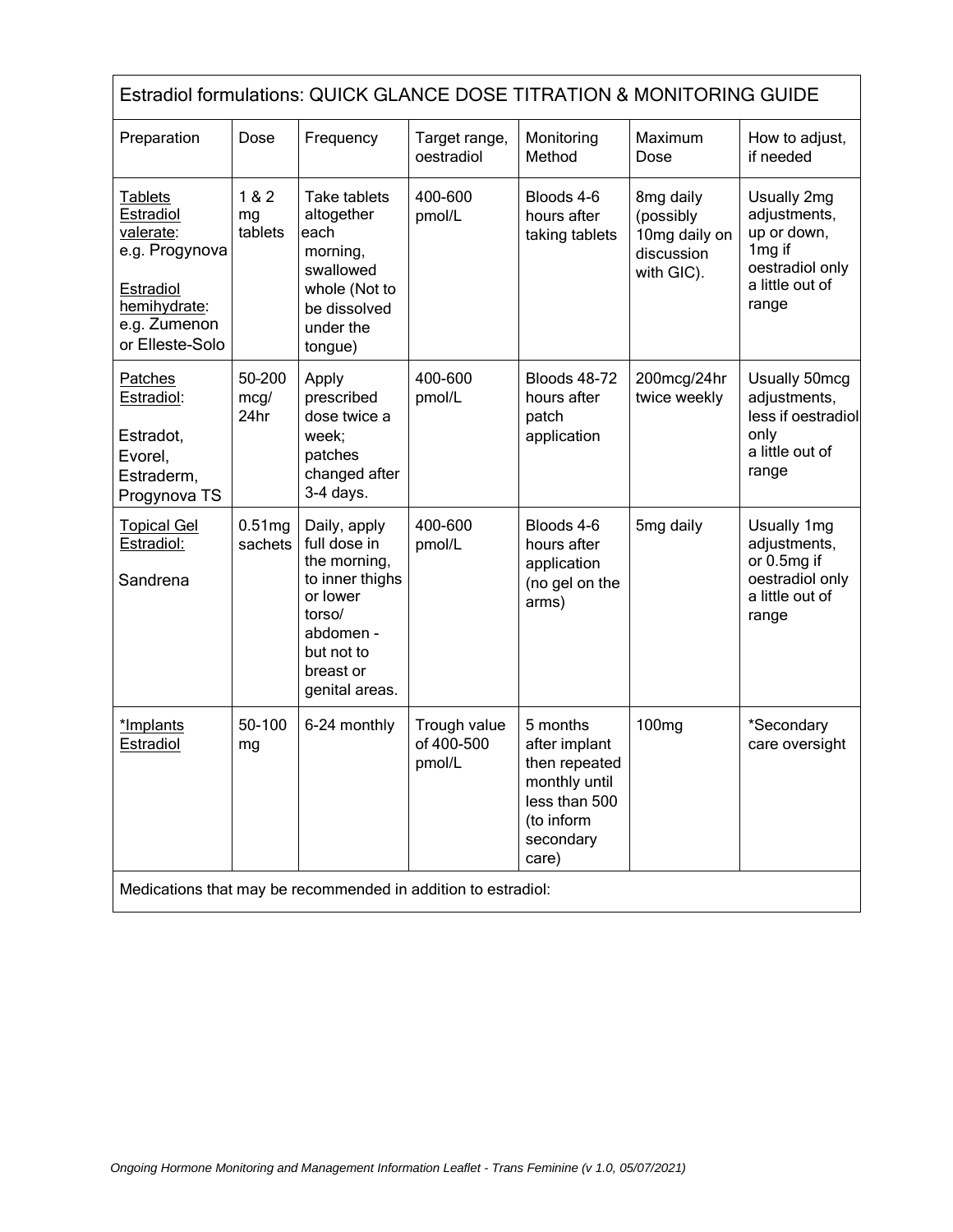| Estradiol formulations: QUICK GLANCE DOSE TITRATION & MONITORING GUIDE | | | | | | |
|---|---|---|---|---|---|---|
| Preparation | Dose | Frequency | Target range, oestradiol | Monitoring Method | Maximum Dose | How to adjust, if needed |
| Tablets<br>Estradiol valerate: e.g. Progynova<br>Estradiol hemihydrate: e.g. Zumenon or Elleste-Solo | 1 & 2 mg tablets | Take tablets altogether each morning, swallowed whole (Not to be dissolved under the tongue) | 400-600 pmol/L | Bloods 4-6 hours after taking tablets | 8mg daily (possibly 10mg daily on discussion with GIC). | Usually 2mg adjustments, up or down, 1mg if oestradiol only a little out of range |
| Patches<br>Estradiol:<br>Estradot, Evorel, Estraderm, Progynova TS | 50-200 mcg/ 24hr | Apply prescribed dose twice a week; patches changed after 3-4 days. | 400-600 pmol/L | Bloods 48-72 hours after patch application | 200mcg/24hr twice weekly | Usually 50mcg adjustments, less if oestradiol only a little out of range |
| Topical Gel<br>Estradiol:<br>Sandrena | 0.51mg sachets | Daily, apply full dose in the morning, to inner thighs or lower torso/ abdomen - but not to breast or genital areas. | 400-600 pmol/L | Bloods 4-6 hours after application (no gel on the arms) | 5mg daily | Usually 1mg adjustments, or 0.5mg if oestradiol only a little out of range |
| *Implants<br>Estradiol | 50-100 mg | 6-24 monthly | Trough value of 400-500 pmol/L | 5 months after implant then repeated monthly until less than 500 (to inform secondary care) | 100mg | *Secondary care oversight |
| Medications that may be recommended in addition to estradiol: | | | | | | |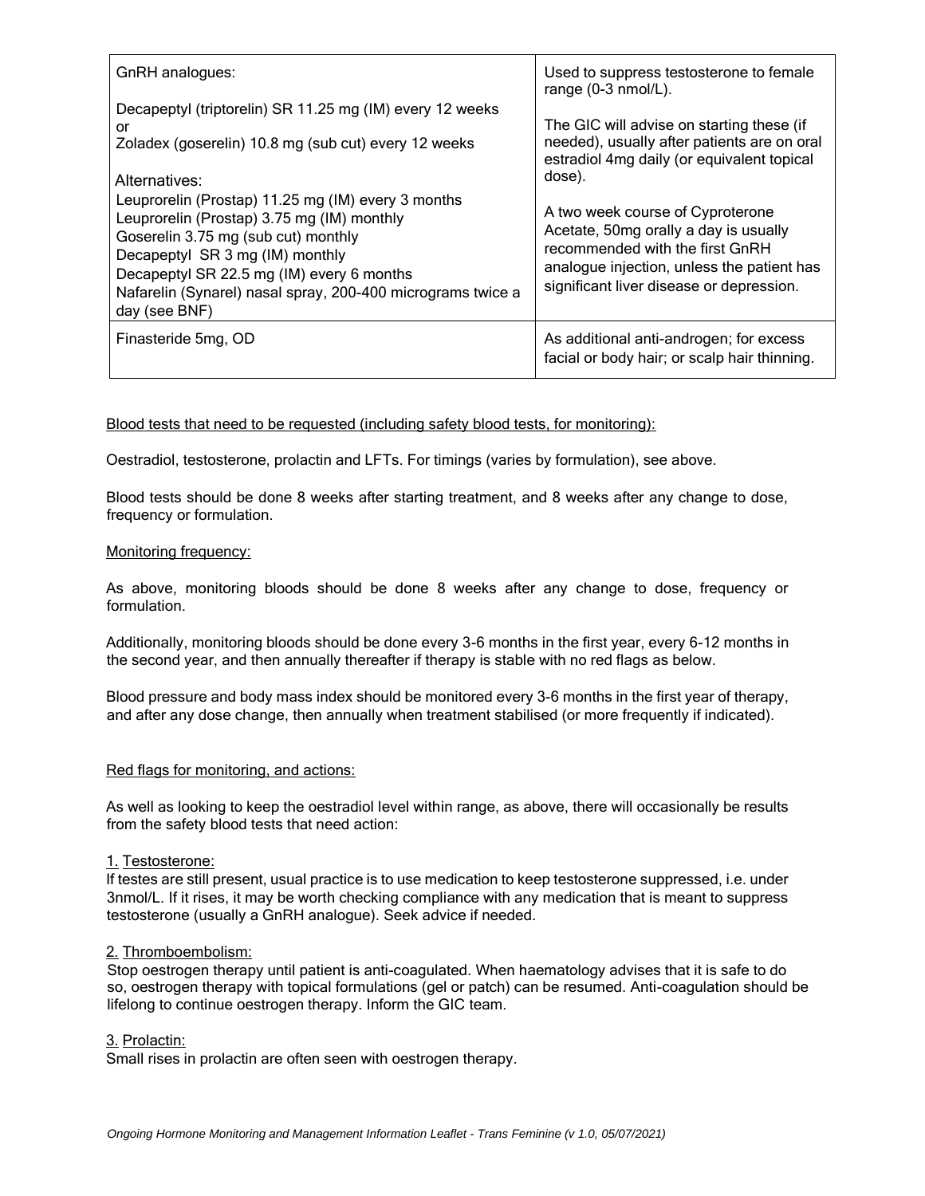| | |
|---|---|
| GnRH analogues:<br><br>Decapeptyl (triptorelin) SR 11.25 mg (IM) every 12 weeks<br>or<br>Zoladex (goserelin) 10.8 mg (sub cut) every 12 weeks<br><br>Alternatives:<br>Leuprorelin (Prostap) 11.25 mg (IM) every 3 months<br>Leuprorelin (Prostap) 3.75 mg (IM) monthly<br>Goserelin 3.75 mg (sub cut) monthly<br>Decapeptyl SR 3 mg (IM) monthly<br>Decapeptyl SR 22.5 mg (IM) every 6 months<br>Nafarelin (Synarel) nasal spray, 200-400 micrograms twice a day (see BNF) | Used to suppress testosterone to female range (0-3 nmol/L).<br><br>The GIC will advise on starting these (if needed), usually after patients are on oral estradiol 4mg daily (or equivalent topical dose).<br><br>A two week course of Cyproterone Acetate, 50mg orally a day is usually recommended with the first GnRH analogue injection, unless the patient has significant liver disease or depression. |
| Finasteride 5mg, OD | As additional anti-androgen; for excess facial or body hair; or scalp hair thinning. |

Blood tests that need to be requested (including safety blood tests, for monitoring):

Oestradiol, testosterone, prolactin and LFTs. For timings (varies by formulation), see above.

Blood tests should be done 8 weeks after starting treatment, and 8 weeks after any change to dose, frequency or formulation.

Monitoring frequency:

As above, monitoring bloods should be done 8 weeks after any change to dose, frequency or formulation.

Additionally, monitoring bloods should be done every 3-6 months in the first year, every 6-12 months in the second year, and then annually thereafter if therapy is stable with no red flags as below.

Blood pressure and body mass index should be monitored every 3-6 months in the first year of therapy, and after any dose change, then annually when treatment stabilised (or more frequently if indicated).

Red flags for monitoring, and actions:

As well as looking to keep the oestradiol level within range, as above, there will occasionally be results from the safety blood tests that need action:

1. Testosterone:
If testes are still present, usual practice is to use medication to keep testosterone suppressed, i.e. under 3nmol/L. If it rises, it may be worth checking compliance with any medication that is meant to suppress testosterone (usually a GnRH analogue). Seek advice if needed.

2. Thromboembolism:
Stop oestrogen therapy until patient is anti-coagulated. When haematology advises that it is safe to do so, oestrogen therapy with topical formulations (gel or patch) can be resumed. Anti-coagulation should be lifelong to continue oestrogen therapy. Inform the GIC team.

3. Prolactin:
Small rises in prolactin are often seen with oestrogen therapy.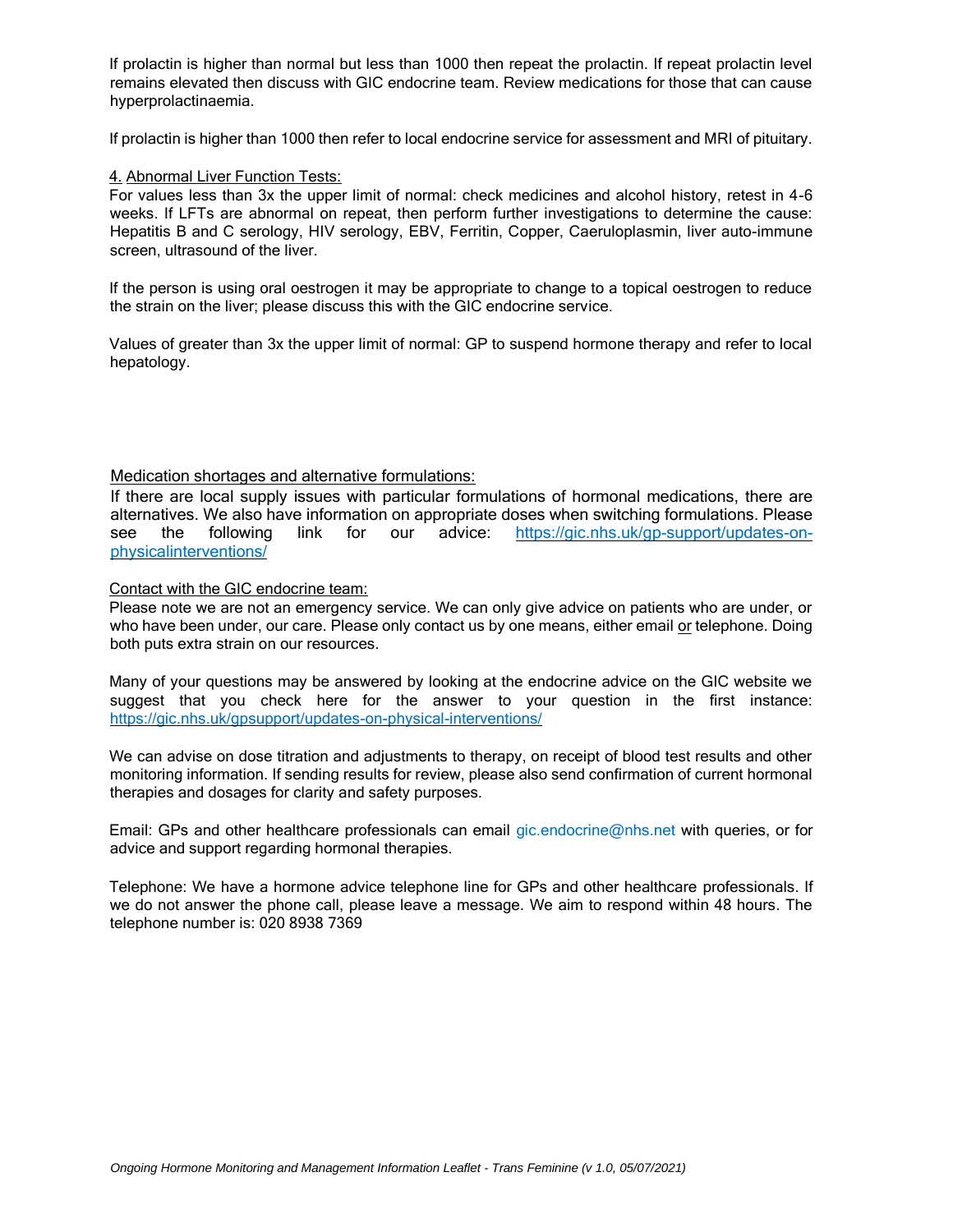If prolactin is higher than normal but less than 1000 then repeat the prolactin. If repeat prolactin level remains elevated then discuss with GIC endocrine team. Review medications for those that can cause hyperprolactinaemia.

If prolactin is higher than 1000 then refer to local endocrine service for assessment and MRI of pituitary.

4. Abnormal Liver Function Tests:

For values less than 3x the upper limit of normal: check medicines and alcohol history, retest in 4-6 weeks. If LFTs are abnormal on repeat, then perform further investigations to determine the cause: Hepatitis B and C serology, HIV serology, EBV, Ferritin, Copper, Caeruloplasmin, liver auto-immune screen, ultrasound of the liver.

If the person is using oral oestrogen it may be appropriate to change to a topical oestrogen to reduce the strain on the liver; please discuss this with the GIC endocrine service.

Values of greater than 3x the upper limit of normal: GP to suspend hormone therapy and refer to local hepatology.

Medication shortages and alternative formulations:

If there are local supply issues with particular formulations of hormonal medications, there are alternatives. We also have information on appropriate doses when switching formulations. Please see the following link for our advice: https://gic.nhs.uk/gp-support/updates-on-physicalinterventions/

Contact with the GIC endocrine team:

Please note we are not an emergency service. We can only give advice on patients who are under, or who have been under, our care. Please only contact us by one means, either email or telephone. Doing both puts extra strain on our resources.

Many of your questions may be answered by looking at the endocrine advice on the GIC website we suggest that you check here for the answer to your question in the first instance: https://gic.nhs.uk/gpsupport/updates-on-physical-interventions/

We can advise on dose titration and adjustments to therapy, on receipt of blood test results and other monitoring information. If sending results for review, please also send confirmation of current hormonal therapies and dosages for clarity and safety purposes.

Email: GPs and other healthcare professionals can email gic.endocrine@nhs.net with queries, or for advice and support regarding hormonal therapies.

Telephone: We have a hormone advice telephone line for GPs and other healthcare professionals. If we do not answer the phone call, please leave a message. We aim to respond within 48 hours. The telephone number is: 020 8938 7369